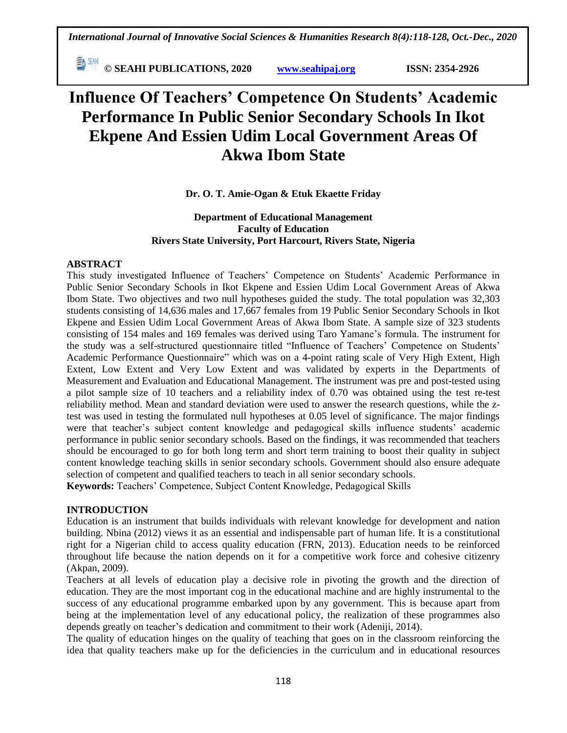# Influence Of Teachers' Competence On Students' Academic Performance In Public Senior Secondary Schools In Ikot Ekpene And Essien Udim Local Government Areas Of Akwa Ibom State

**Dr. O. T. Amie-Ogan & Etuk Ekaette Friday**

**Department of Educational Management**
**Faculty of Education**
**Rivers State University, Port Harcourt, Rivers State, Nigeria**

## ABSTRACT

This study investigated Influence of Teachers' Competence on Students' Academic Performance in Public Senior Secondary Schools in Ikot Ekpene and Essien Udim Local Government Areas of Akwa Ibom State. Two objectives and two null hypotheses guided the study. The total population was 32,303 students consisting of 14,636 males and 17,667 females from 19 Public Senior Secondary Schools in Ikot Ekpene and Essien Udim Local Government Areas of Akwa Ibom State. A sample size of 323 students consisting of 154 males and 169 females was derived using Taro Yamane's formula. The instrument for the study was a self-structured questionnaire titled "Influence of Teachers' Competence on Students' Academic Performance Questionnaire" which was on a 4-point rating scale of Very High Extent, High Extent, Low Extent and Very Low Extent and was validated by experts in the Departments of Measurement and Evaluation and Educational Management. The instrument was pre and post-tested using a pilot sample size of 10 teachers and a reliability index of 0.70 was obtained using the test re-test reliability method. Mean and standard deviation were used to answer the research questions, while the z-test was used in testing the formulated null hypotheses at 0.05 level of significance. The major findings were that teacher's subject content knowledge and pedagogical skills influence students' academic performance in public senior secondary schools. Based on the findings, it was recommended that teachers should be encouraged to go for both long term and short term training to boost their quality in subject content knowledge teaching skills in senior secondary schools. Government should also ensure adequate selection of competent and qualified teachers to teach in all senior secondary schools.

**Keywords:** Teachers' Competence, Subject Content Knowledge, Pedagogical Skills

## INTRODUCTION

Education is an instrument that builds individuals with relevant knowledge for development and nation building. Nbina (2012) views it as an essential and indispensable part of human life. It is a constitutional right for a Nigerian child to access quality education (FRN, 2013). Education needs to be reinforced throughout life because the nation depends on it for a competitive work force and cohesive citizenry (Akpan, 2009).

Teachers at all levels of education play a decisive role in pivoting the growth and the direction of education. They are the most important cog in the educational machine and are highly instrumental to the success of any educational programme embarked upon by any government. This is because apart from being at the implementation level of any educational policy, the realization of these programmes also depends greatly on teacher's dedication and commitment to their work (Adeniji, 2014).

The quality of education hinges on the quality of teaching that goes on in the classroom reinforcing the idea that quality teachers make up for the deficiencies in the curriculum and in educational resources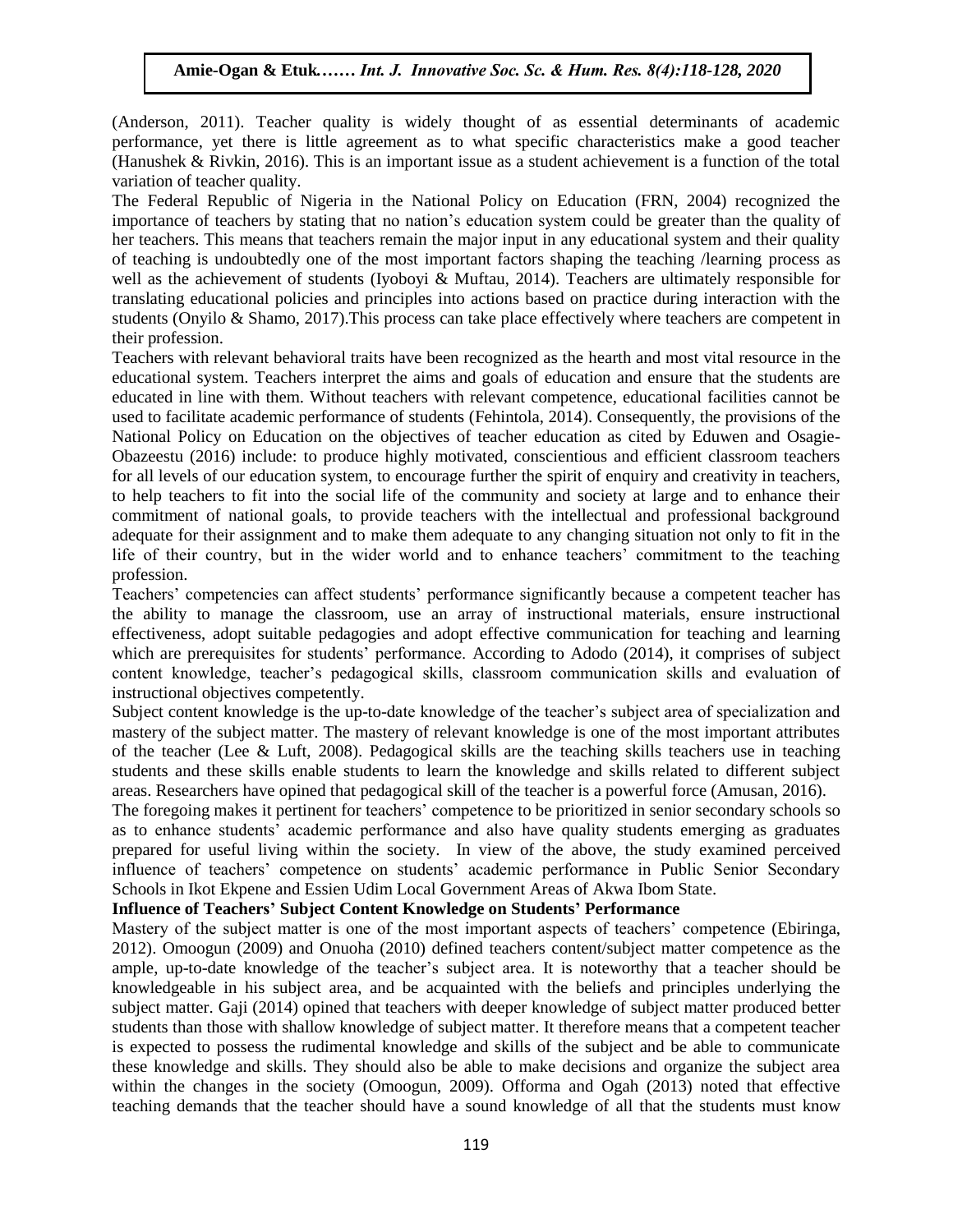(Anderson, 2011). Teacher quality is widely thought of as essential determinants of academic performance, yet there is little agreement as to what specific characteristics make a good teacher (Hanushek & Rivkin, 2016). This is an important issue as a student achievement is a function of the total variation of teacher quality.

The Federal Republic of Nigeria in the National Policy on Education (FRN, 2004) recognized the importance of teachers by stating that no nation's education system could be greater than the quality of her teachers. This means that teachers remain the major input in any educational system and their quality of teaching is undoubtedly one of the most important factors shaping the teaching /learning process as well as the achievement of students (Iyoboyi & Muftau, 2014). Teachers are ultimately responsible for translating educational policies and principles into actions based on practice during interaction with the students (Onyilo & Shamo, 2017).This process can take place effectively where teachers are competent in their profession.

Teachers with relevant behavioral traits have been recognized as the hearth and most vital resource in the educational system. Teachers interpret the aims and goals of education and ensure that the students are educated in line with them. Without teachers with relevant competence, educational facilities cannot be used to facilitate academic performance of students (Fehintola, 2014). Consequently, the provisions of the National Policy on Education on the objectives of teacher education as cited by Eduwen and Osagie-Obazeestu (2016) include: to produce highly motivated, conscientious and efficient classroom teachers for all levels of our education system, to encourage further the spirit of enquiry and creativity in teachers, to help teachers to fit into the social life of the community and society at large and to enhance their commitment of national goals, to provide teachers with the intellectual and professional background adequate for their assignment and to make them adequate to any changing situation not only to fit in the life of their country, but in the wider world and to enhance teachers' commitment to the teaching profession.

Teachers' competencies can affect students' performance significantly because a competent teacher has the ability to manage the classroom, use an array of instructional materials, ensure instructional effectiveness, adopt suitable pedagogies and adopt effective communication for teaching and learning which are prerequisites for students' performance. According to Adodo (2014), it comprises of subject content knowledge, teacher's pedagogical skills, classroom communication skills and evaluation of instructional objectives competently.

Subject content knowledge is the up-to-date knowledge of the teacher's subject area of specialization and mastery of the subject matter. The mastery of relevant knowledge is one of the most important attributes of the teacher (Lee & Luft, 2008). Pedagogical skills are the teaching skills teachers use in teaching students and these skills enable students to learn the knowledge and skills related to different subject areas. Researchers have opined that pedagogical skill of the teacher is a powerful force (Amusan, 2016).

The foregoing makes it pertinent for teachers' competence to be prioritized in senior secondary schools so as to enhance students' academic performance and also have quality students emerging as graduates prepared for useful living within the society. In view of the above, the study examined perceived influence of teachers' competence on students' academic performance in Public Senior Secondary Schools in Ikot Ekpene and Essien Udim Local Government Areas of Akwa Ibom State.

**Influence of Teachers' Subject Content Knowledge on Students' Performance**

Mastery of the subject matter is one of the most important aspects of teachers' competence (Ebiringa, 2012). Omoogun (2009) and Onuoha (2010) defined teachers content/subject matter competence as the ample, up-to-date knowledge of the teacher's subject area. It is noteworthy that a teacher should be knowledgeable in his subject area, and be acquainted with the beliefs and principles underlying the subject matter. Gaji (2014) opined that teachers with deeper knowledge of subject matter produced better students than those with shallow knowledge of subject matter. It therefore means that a competent teacher is expected to possess the rudimental knowledge and skills of the subject and be able to communicate these knowledge and skills. They should also be able to make decisions and organize the subject area within the changes in the society (Omoogun, 2009). Offorma and Ogah (2013) noted that effective teaching demands that the teacher should have a sound knowledge of all that the students must know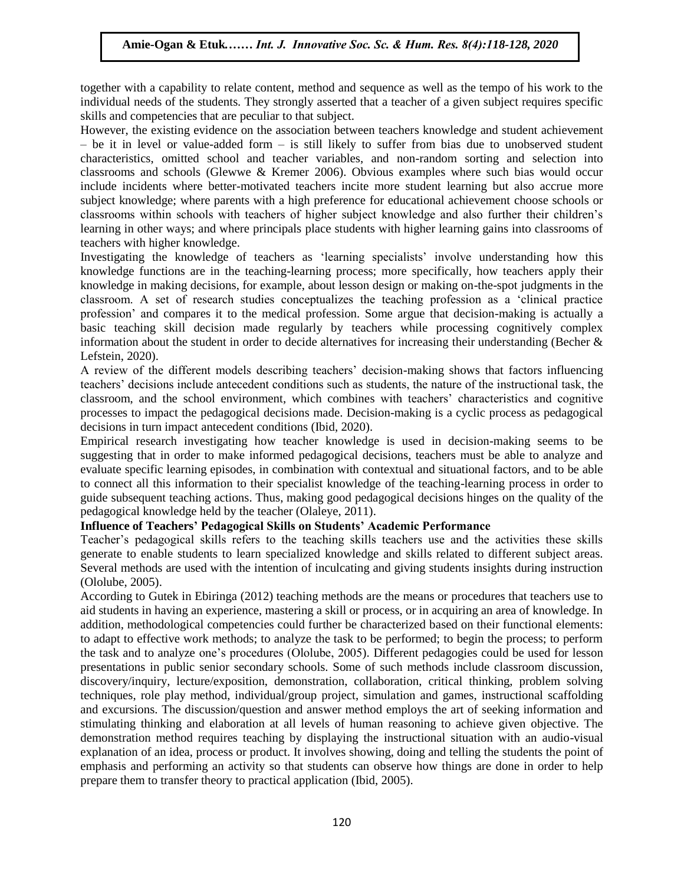together with a capability to relate content, method and sequence as well as the tempo of his work to the individual needs of the students. They strongly asserted that a teacher of a given subject requires specific skills and competencies that are peculiar to that subject.

However, the existing evidence on the association between teachers knowledge and student achievement – be it in level or value-added form – is still likely to suffer from bias due to unobserved student characteristics, omitted school and teacher variables, and non-random sorting and selection into classrooms and schools (Glewwe & Kremer 2006). Obvious examples where such bias would occur include incidents where better-motivated teachers incite more student learning but also accrue more subject knowledge; where parents with a high preference for educational achievement choose schools or classrooms within schools with teachers of higher subject knowledge and also further their children's learning in other ways; and where principals place students with higher learning gains into classrooms of teachers with higher knowledge.

Investigating the knowledge of teachers as 'learning specialists' involve understanding how this knowledge functions are in the teaching-learning process; more specifically, how teachers apply their knowledge in making decisions, for example, about lesson design or making on-the-spot judgments in the classroom. A set of research studies conceptualizes the teaching profession as a 'clinical practice profession' and compares it to the medical profession. Some argue that decision-making is actually a basic teaching skill decision made regularly by teachers while processing cognitively complex information about the student in order to decide alternatives for increasing their understanding (Becher & Lefstein, 2020).

A review of the different models describing teachers' decision-making shows that factors influencing teachers' decisions include antecedent conditions such as students, the nature of the instructional task, the classroom, and the school environment, which combines with teachers' characteristics and cognitive processes to impact the pedagogical decisions made. Decision-making is a cyclic process as pedagogical decisions in turn impact antecedent conditions (Ibid, 2020).

Empirical research investigating how teacher knowledge is used in decision-making seems to be suggesting that in order to make informed pedagogical decisions, teachers must be able to analyze and evaluate specific learning episodes, in combination with contextual and situational factors, and to be able to connect all this information to their specialist knowledge of the teaching-learning process in order to guide subsequent teaching actions. Thus, making good pedagogical decisions hinges on the quality of the pedagogical knowledge held by the teacher (Olaleye, 2011).

**Influence of Teachers' Pedagogical Skills on Students' Academic Performance**

Teacher's pedagogical skills refers to the teaching skills teachers use and the activities these skills generate to enable students to learn specialized knowledge and skills related to different subject areas. Several methods are used with the intention of inculcating and giving students insights during instruction (Ololube, 2005).

According to Gutek in Ebiringa (2012) teaching methods are the means or procedures that teachers use to aid students in having an experience, mastering a skill or process, or in acquiring an area of knowledge. In addition, methodological competencies could further be characterized based on their functional elements: to adapt to effective work methods; to analyze the task to be performed; to begin the process; to perform the task and to analyze one's procedures (Ololube, 2005). Different pedagogies could be used for lesson presentations in public senior secondary schools. Some of such methods include classroom discussion, discovery/inquiry, lecture/exposition, demonstration, collaboration, critical thinking, problem solving techniques, role play method, individual/group project, simulation and games, instructional scaffolding and excursions. The discussion/question and answer method employs the art of seeking information and stimulating thinking and elaboration at all levels of human reasoning to achieve given objective. The demonstration method requires teaching by displaying the instructional situation with an audio-visual explanation of an idea, process or product. It involves showing, doing and telling the students the point of emphasis and performing an activity so that students can observe how things are done in order to help prepare them to transfer theory to practical application (Ibid, 2005).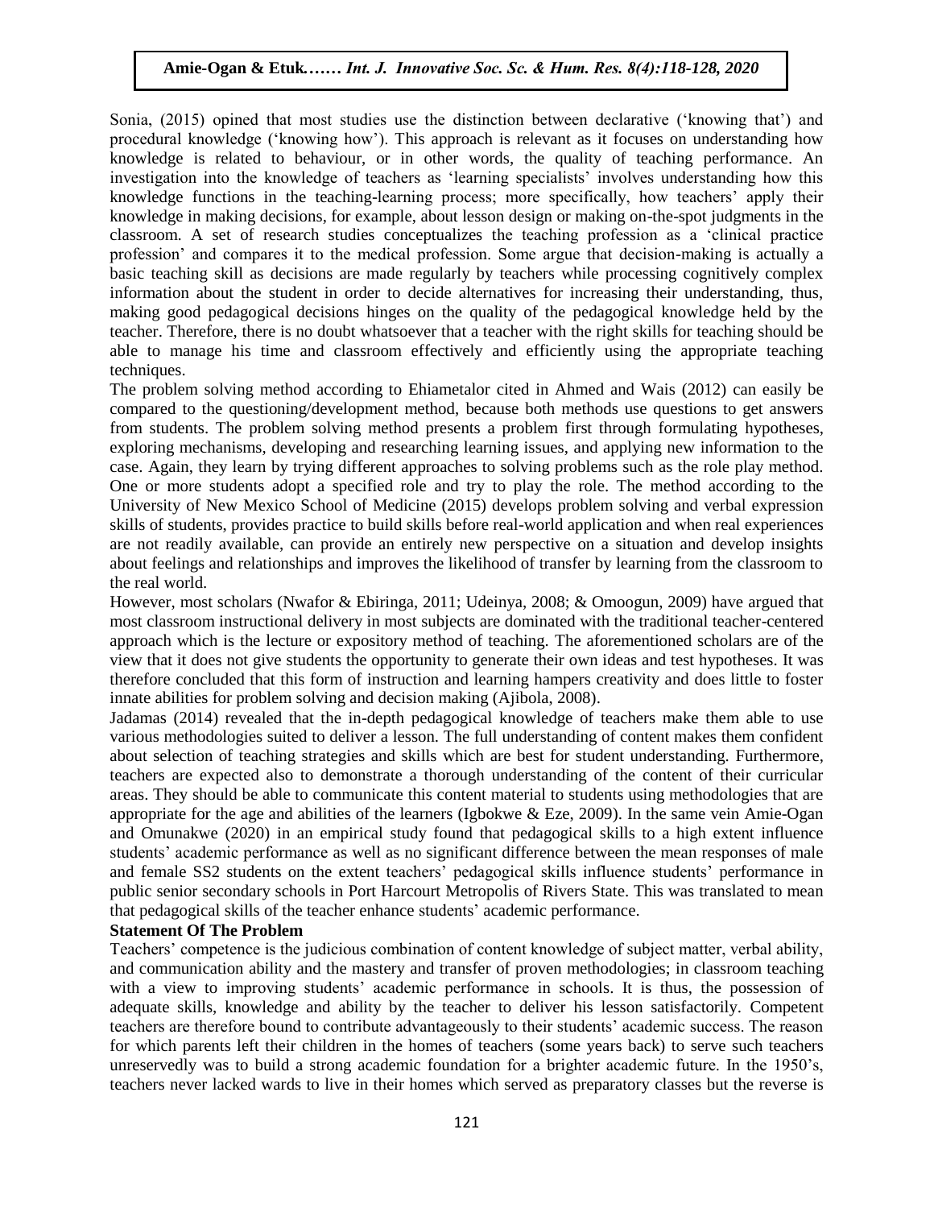Sonia, (2015) opined that most studies use the distinction between declarative ('knowing that') and procedural knowledge ('knowing how'). This approach is relevant as it focuses on understanding how knowledge is related to behaviour, or in other words, the quality of teaching performance. An investigation into the knowledge of teachers as 'learning specialists' involves understanding how this knowledge functions in the teaching-learning process; more specifically, how teachers' apply their knowledge in making decisions, for example, about lesson design or making on-the-spot judgments in the classroom. A set of research studies conceptualizes the teaching profession as a 'clinical practice profession' and compares it to the medical profession. Some argue that decision-making is actually a basic teaching skill as decisions are made regularly by teachers while processing cognitively complex information about the student in order to decide alternatives for increasing their understanding, thus, making good pedagogical decisions hinges on the quality of the pedagogical knowledge held by the teacher. Therefore, there is no doubt whatsoever that a teacher with the right skills for teaching should be able to manage his time and classroom effectively and efficiently using the appropriate teaching techniques.

The problem solving method according to Ehiametalor cited in Ahmed and Wais (2012) can easily be compared to the questioning/development method, because both methods use questions to get answers from students. The problem solving method presents a problem first through formulating hypotheses, exploring mechanisms, developing and researching learning issues, and applying new information to the case. Again, they learn by trying different approaches to solving problems such as the role play method. One or more students adopt a specified role and try to play the role. The method according to the University of New Mexico School of Medicine (2015) develops problem solving and verbal expression skills of students, provides practice to build skills before real-world application and when real experiences are not readily available, can provide an entirely new perspective on a situation and develop insights about feelings and relationships and improves the likelihood of transfer by learning from the classroom to the real world.

However, most scholars (Nwafor & Ebiringa, 2011; Udeinya, 2008; & Omoogun, 2009) have argued that most classroom instructional delivery in most subjects are dominated with the traditional teacher-centered approach which is the lecture or expository method of teaching. The aforementioned scholars are of the view that it does not give students the opportunity to generate their own ideas and test hypotheses. It was therefore concluded that this form of instruction and learning hampers creativity and does little to foster innate abilities for problem solving and decision making (Ajibola, 2008).

Jadamas (2014) revealed that the in-depth pedagogical knowledge of teachers make them able to use various methodologies suited to deliver a lesson. The full understanding of content makes them confident about selection of teaching strategies and skills which are best for student understanding. Furthermore, teachers are expected also to demonstrate a thorough understanding of the content of their curricular areas. They should be able to communicate this content material to students using methodologies that are appropriate for the age and abilities of the learners (Igbokwe & Eze, 2009). In the same vein Amie-Ogan and Omunakwe (2020) in an empirical study found that pedagogical skills to a high extent influence students' academic performance as well as no significant difference between the mean responses of male and female SS2 students on the extent teachers' pedagogical skills influence students' performance in public senior secondary schools in Port Harcourt Metropolis of Rivers State. This was translated to mean that pedagogical skills of the teacher enhance students' academic performance.

## Statement Of The Problem

Teachers' competence is the judicious combination of content knowledge of subject matter, verbal ability, and communication ability and the mastery and transfer of proven methodologies; in classroom teaching with a view to improving students' academic performance in schools. It is thus, the possession of adequate skills, knowledge and ability by the teacher to deliver his lesson satisfactorily. Competent teachers are therefore bound to contribute advantageously to their students' academic success. The reason for which parents left their children in the homes of teachers (some years back) to serve such teachers unreservedly was to build a strong academic foundation for a brighter academic future. In the 1950's, teachers never lacked wards to live in their homes which served as preparatory classes but the reverse is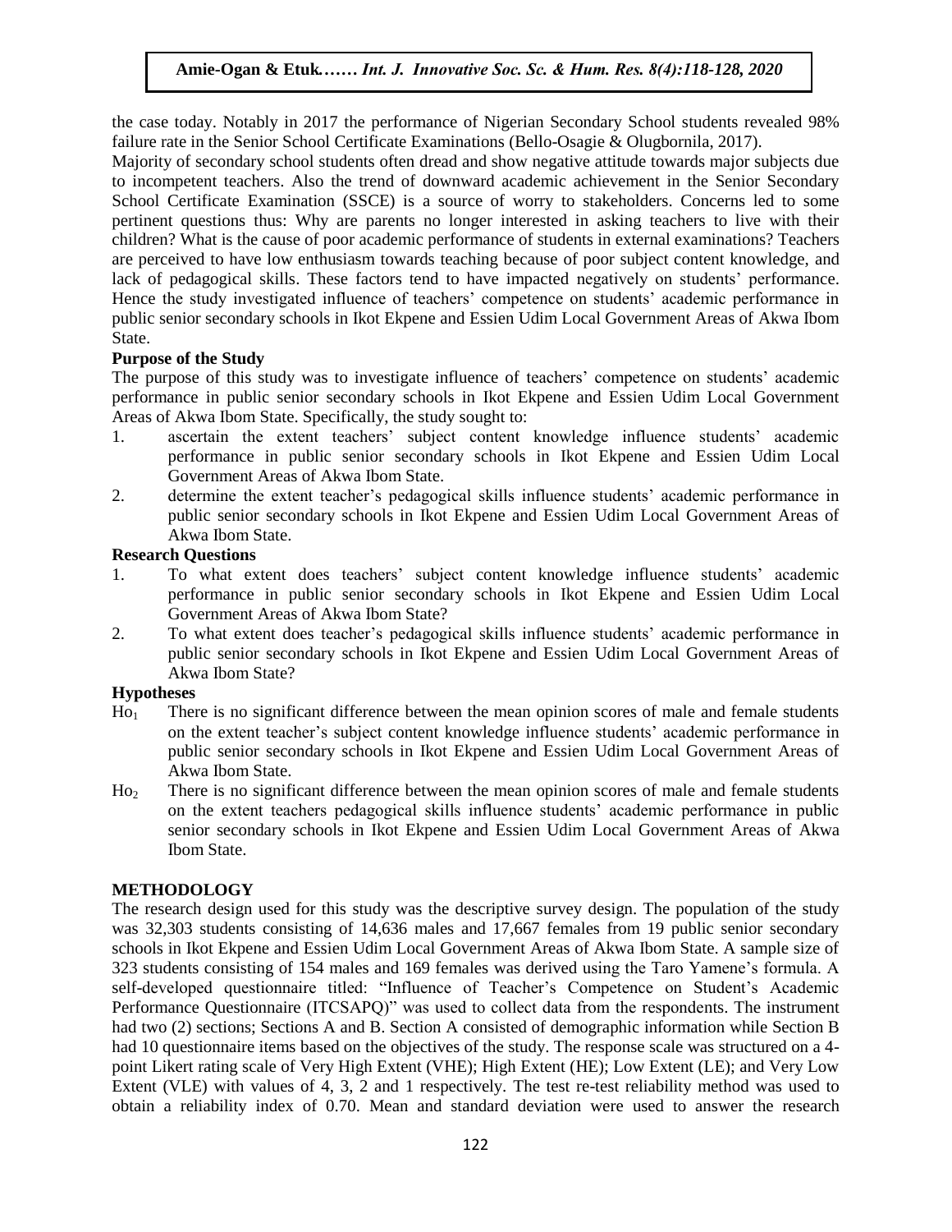the case today. Notably in 2017 the performance of Nigerian Secondary School students revealed 98% failure rate in the Senior School Certificate Examinations (Bello-Osagie & Olugbornila, 2017).

Majority of secondary school students often dread and show negative attitude towards major subjects due to incompetent teachers. Also the trend of downward academic achievement in the Senior Secondary School Certificate Examination (SSCE) is a source of worry to stakeholders. Concerns led to some pertinent questions thus: Why are parents no longer interested in asking teachers to live with their children? What is the cause of poor academic performance of students in external examinations? Teachers are perceived to have low enthusiasm towards teaching because of poor subject content knowledge, and lack of pedagogical skills. These factors tend to have impacted negatively on students' performance. Hence the study investigated influence of teachers' competence on students' academic performance in public senior secondary schools in Ikot Ekpene and Essien Udim Local Government Areas of Akwa Ibom State.

**Purpose of the Study**

The purpose of this study was to investigate influence of teachers' competence on students' academic performance in public senior secondary schools in Ikot Ekpene and Essien Udim Local Government Areas of Akwa Ibom State. Specifically, the study sought to:

1. ascertain the extent teachers' subject content knowledge influence students' academic performance in public senior secondary schools in Ikot Ekpene and Essien Udim Local Government Areas of Akwa Ibom State.
2. determine the extent teacher's pedagogical skills influence students' academic performance in public senior secondary schools in Ikot Ekpene and Essien Udim Local Government Areas of Akwa Ibom State.

**Research Questions**

1. To what extent does teachers' subject content knowledge influence students' academic performance in public senior secondary schools in Ikot Ekpene and Essien Udim Local Government Areas of Akwa Ibom State?
2. To what extent does teacher's pedagogical skills influence students' academic performance in public senior secondary schools in Ikot Ekpene and Essien Udim Local Government Areas of Akwa Ibom State?

**Hypotheses**

$Ho_1$ There is no significant difference between the mean opinion scores of male and female students on the extent teacher's subject content knowledge influence students' academic performance in public senior secondary schools in Ikot Ekpene and Essien Udim Local Government Areas of Akwa Ibom State.

$Ho_2$ There is no significant difference between the mean opinion scores of male and female students on the extent teachers pedagogical skills influence students' academic performance in public senior secondary schools in Ikot Ekpene and Essien Udim Local Government Areas of Akwa Ibom State.

## METHODOLOGY

The research design used for this study was the descriptive survey design. The population of the study was 32,303 students consisting of 14,636 males and 17,667 females from 19 public senior secondary schools in Ikot Ekpene and Essien Udim Local Government Areas of Akwa Ibom State. A sample size of 323 students consisting of 154 males and 169 females was derived using the Taro Yamene's formula. A self-developed questionnaire titled: "Influence of Teacher's Competence on Student's Academic Performance Questionnaire (ITCSAPQ)" was used to collect data from the respondents. The instrument had two (2) sections; Sections A and B. Section A consisted of demographic information while Section B had 10 questionnaire items based on the objectives of the study. The response scale was structured on a 4-point Likert rating scale of Very High Extent (VHE); High Extent (HE); Low Extent (LE); and Very Low Extent (VLE) with values of 4, 3, 2 and 1 respectively. The test re-test reliability method was used to obtain a reliability index of 0.70. Mean and standard deviation were used to answer the research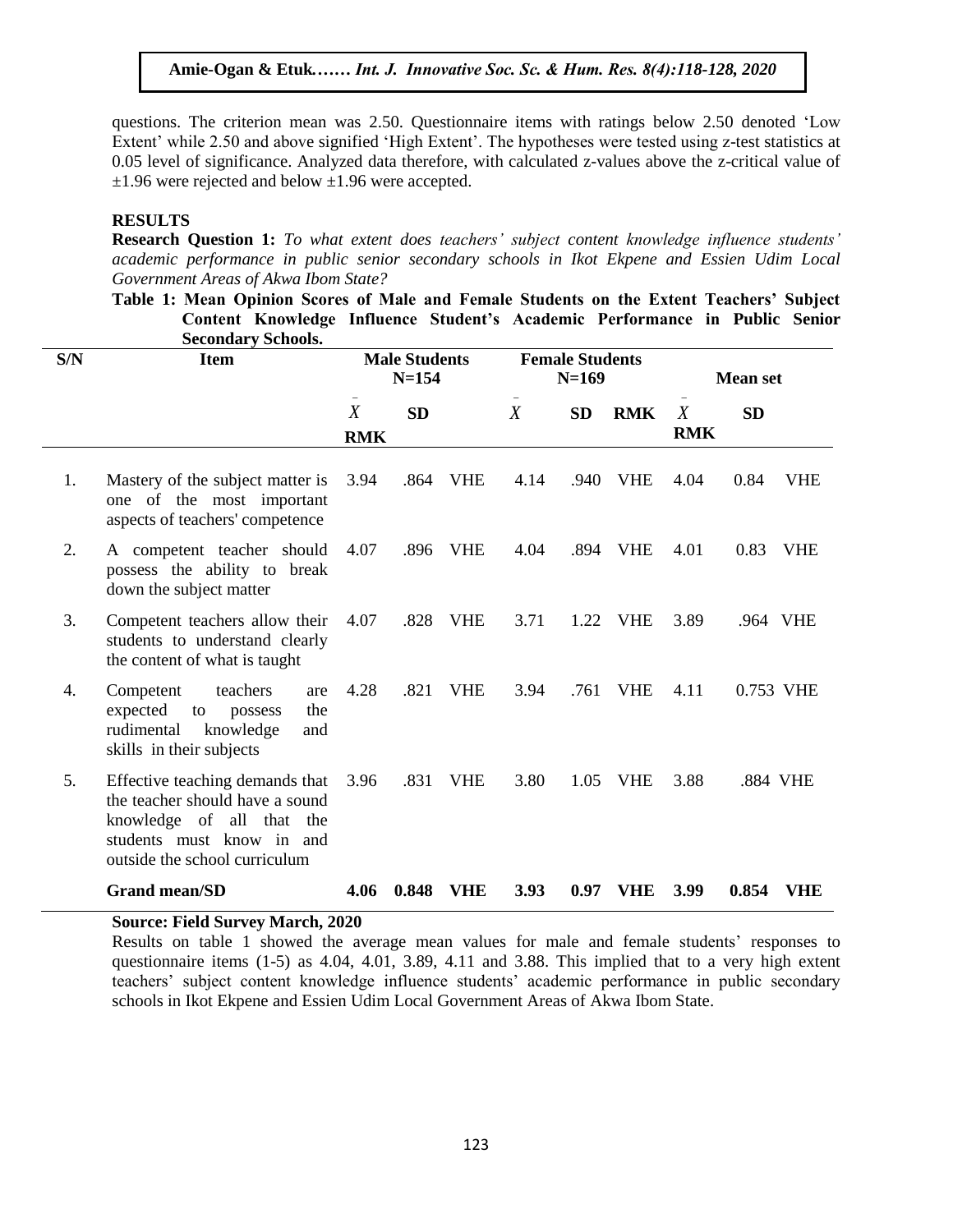questions. The criterion mean was 2.50. Questionnaire items with ratings below 2.50 denoted 'Low Extent' while 2.50 and above signified 'High Extent'. The hypotheses were tested using z-test statistics at 0.05 level of significance. Analyzed data therefore, with calculated z-values above the z-critical value of ±1.96 were rejected and below ±1.96 were accepted.

## RESULTS

**Research Question 1:** *To what extent does teachers' subject content knowledge influence students' academic performance in public senior secondary schools in Ikot Ekpene and Essien Udim Local Government Areas of Akwa Ibom State?*

**Table 1: Mean Opinion Scores of Male and Female Students on the Extent Teachers' Subject Content Knowledge Influence Student's Academic Performance in Public Senior Secondary Schools.**

| S/N | Item | Male Students N=154 | | | Female Students N=169 | | | Mean set | | |
|---|---|---|---|---|---|---|---|---|---|---|
| | | $\bar{X}$ | SD | RMK | $\bar{X}$ | SD | RMK | $\bar{X}$ | SD | RMK |
| 1. | Mastery of the subject matter is one of the most important aspects of teachers' competence | 3.94 | .864 | VHE | 4.14 | .940 | VHE | 4.04 | 0.84 | VHE |
| 2. | A competent teacher should possess the ability to break down the subject matter | 4.07 | .896 | VHE | 4.04 | .894 | VHE | 4.01 | 0.83 | VHE |
| 3. | Competent teachers allow their students to understand clearly the content of what is taught | 4.07 | .828 | VHE | 3.71 | 1.22 | VHE | 3.89 | .964 | VHE |
| 4. | Competent teachers are expected to possess the rudimental knowledge and skills in their subjects | 4.28 | .821 | VHE | 3.94 | .761 | VHE | 4.11 | 0.753 | VHE |
| 5. | Effective teaching demands that the teacher should have a sound knowledge of all that the students must know in and outside the school curriculum | 3.96 | .831 | VHE | 3.80 | 1.05 | VHE | 3.88 | .884 | VHE |
| | **Grand mean/SD** | **4.06** | **0.848** | **VHE** | **3.93** | **0.97** | **VHE** | **3.99** | **0.854** | **VHE** |

**Source: Field Survey March, 2020**

Results on table 1 showed the average mean values for male and female students' responses to questionnaire items (1-5) as 4.04, 4.01, 3.89, 4.11 and 3.88. This implied that to a very high extent teachers' subject content knowledge influence students' academic performance in public secondary schools in Ikot Ekpene and Essien Udim Local Government Areas of Akwa Ibom State.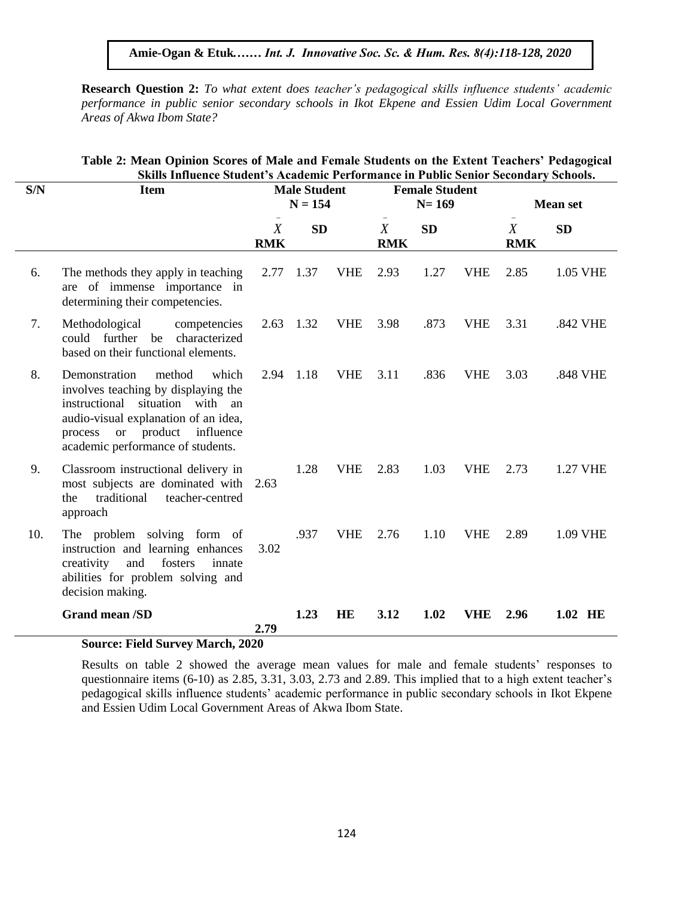**Research Question 2:** *To what extent does teacher's pedagogical skills influence students' academic performance in public senior secondary schools in Ikot Ekpene and Essien Udim Local Government Areas of Akwa Ibom State?*

**Table 2: Mean Opinion Scores of Male and Female Students on the Extent Teachers' Pedagogical Skills Influence Student's Academic Performance in Public Senior Secondary Schools.**

| S/N | Item | Male Student N = 154 | | | Female Student N= 169 | | | Mean set | | |
|---|---|---|---|---|---|---|---|---|---|---|
| | | $\bar{X}$ | SD | RMK | $\bar{X}$ | SD | RMK | $\bar{X}$ | SD | RMK |
| 6. | The methods they apply in teaching are of immense importance in determining their competencies. | 2.77 | 1.37 | VHE | 2.93 | 1.27 | VHE | 2.85 | 1.05 | VHE |
| 7. | Methodological competencies could further be characterized based on their functional elements. | 2.63 | 1.32 | VHE | 3.98 | .873 | VHE | 3.31 | .842 | VHE |
| 8. | Demonstration method which involves teaching by displaying the instructional situation with an audio-visual explanation of an idea, process or product influence academic performance of students. | 2.94 | 1.18 | VHE | 3.11 | .836 | VHE | 3.03 | .848 | VHE |
| 9. | Classroom instructional delivery in most subjects are dominated with the traditional teacher-centred approach | 2.63 | 1.28 | VHE | 2.83 | 1.03 | VHE | 2.73 | 1.27 | VHE |
| 10. | The problem solving form of instruction and learning enhances creativity and fosters innate abilities for problem solving and decision making. | 3.02 | .937 | VHE | 2.76 | 1.10 | VHE | 2.89 | 1.09 | VHE |
| | **Grand mean /SD** | **2.79** | **1.23** | **HE** | **3.12** | **1.02** | **VHE** | **2.96** | **1.02** | **HE** |

**Source: Field Survey March, 2020**

Results on table 2 showed the average mean values for male and female students' responses to questionnaire items (6-10) as 2.85, 3.31, 3.03, 2.73 and 2.89. This implied that to a high extent teacher's pedagogical skills influence students' academic performance in public secondary schools in Ikot Ekpene and Essien Udim Local Government Areas of Akwa Ibom State.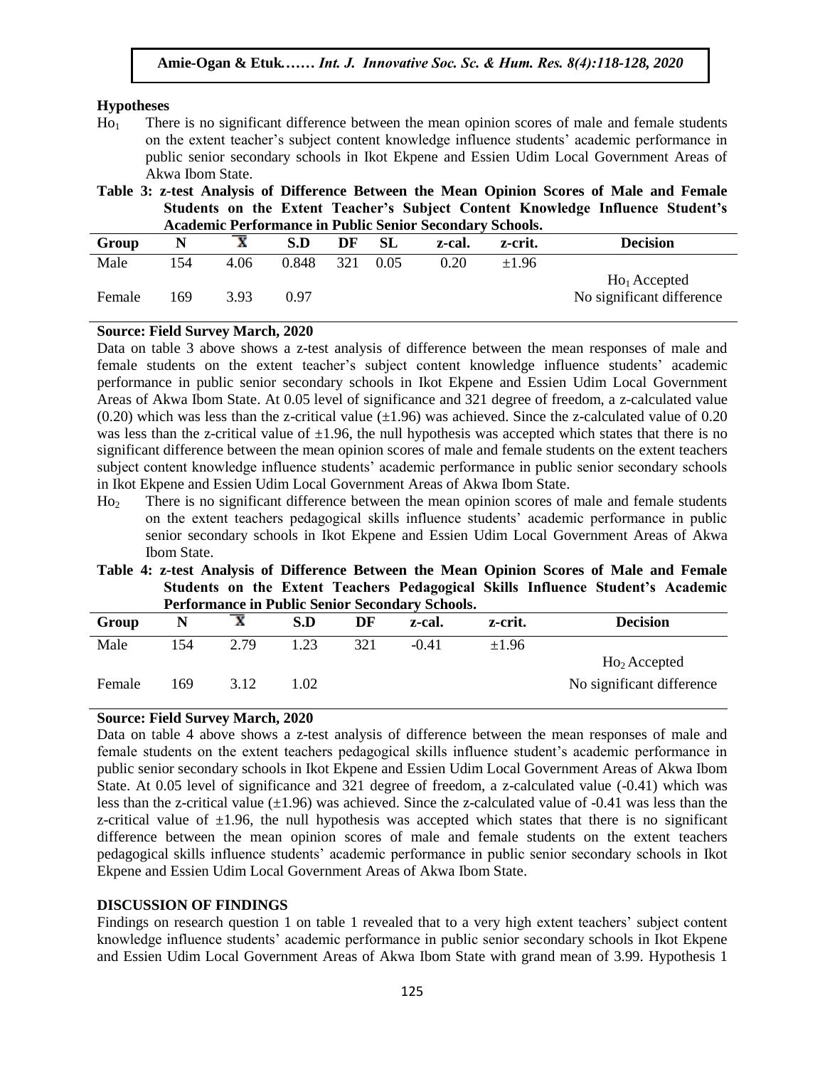### Hypotheses

$Ho_1$ There is no significant difference between the mean opinion scores of male and female students on the extent teacher's subject content knowledge influence students' academic performance in public senior secondary schools in Ikot Ekpene and Essien Udim Local Government Areas of Akwa Ibom State.

**Table 3: z-test Analysis of Difference Between the Mean Opinion Scores of Male and Female Students on the Extent Teacher's Subject Content Knowledge Influence Student's Academic Performance in Public Senior Secondary Schools.**

| Group | N | $\bar{X}$ | S.D | DF | SL | z-cal. | z-crit. | Decision |
|---|---|---|---|---|---|---|---|---|
| Male | 154 | 4.06 | 0.848 | 321 | 0.05 | 0.20 | ±1.96 | $Ho_1$ Accepted |
| Female | 169 | 3.93 | 0.97 | | | | | No significant difference |

**Source: Field Survey March, 2020**

Data on table 3 above shows a z-test analysis of difference between the mean responses of male and female students on the extent teacher's subject content knowledge influence students' academic performance in public senior secondary schools in Ikot Ekpene and Essien Udim Local Government Areas of Akwa Ibom State. At 0.05 level of significance and 321 degree of freedom, a z-calculated value (0.20) which was less than the z-critical value (±1.96) was achieved. Since the z-calculated value of 0.20 was less than the z-critical value of ±1.96, the null hypothesis was accepted which states that there is no significant difference between the mean opinion scores of male and female students on the extent teachers subject content knowledge influence students' academic performance in public senior secondary schools in Ikot Ekpene and Essien Udim Local Government Areas of Akwa Ibom State.

$Ho_2$ There is no significant difference between the mean opinion scores of male and female students on the extent teachers pedagogical skills influence students' academic performance in public senior secondary schools in Ikot Ekpene and Essien Udim Local Government Areas of Akwa Ibom State.

**Table 4: z-test Analysis of Difference Between the Mean Opinion Scores of Male and Female Students on the Extent Teachers Pedagogical Skills Influence Student's Academic Performance in Public Senior Secondary Schools.**

| Group | N | $\bar{X}$ | S.D | DF | z-cal. | z-crit. | Decision |
|---|---|---|---|---|---|---|---|
| Male | 154 | 2.79 | 1.23 | 321 | -0.41 | ±1.96 | $Ho_2$ Accepted |
| Female | 169 | 3.12 | 1.02 | | | | No significant difference |

**Source: Field Survey March, 2020**

Data on table 4 above shows a z-test analysis of difference between the mean responses of male and female students on the extent teachers pedagogical skills influence student's academic performance in public senior secondary schools in Ikot Ekpene and Essien Udim Local Government Areas of Akwa Ibom State. At 0.05 level of significance and 321 degree of freedom, a z-calculated value (-0.41) which was less than the z-critical value (±1.96) was achieved. Since the z-calculated value of -0.41 was less than the z-critical value of ±1.96, the null hypothesis was accepted which states that there is no significant difference between the mean opinion scores of male and female students on the extent teachers pedagogical skills influence students' academic performance in public senior secondary schools in Ikot Ekpene and Essien Udim Local Government Areas of Akwa Ibom State.

### DISCUSSION OF FINDINGS

Findings on research question 1 on table 1 revealed that to a very high extent teachers' subject content knowledge influence students' academic performance in public senior secondary schools in Ikot Ekpene and Essien Udim Local Government Areas of Akwa Ibom State with grand mean of 3.99. Hypothesis 1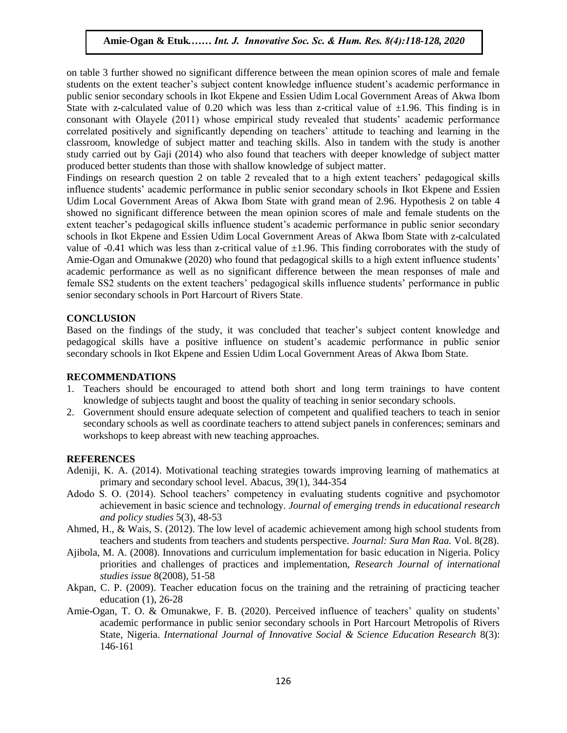on table 3 further showed no significant difference between the mean opinion scores of male and female students on the extent teacher's subject content knowledge influence student's academic performance in public senior secondary schools in Ikot Ekpene and Essien Udim Local Government Areas of Akwa Ibom State with z-calculated value of 0.20 which was less than z-critical value of ±1.96. This finding is in consonant with Olayele (2011) whose empirical study revealed that students' academic performance correlated positively and significantly depending on teachers' attitude to teaching and learning in the classroom, knowledge of subject matter and teaching skills. Also in tandem with the study is another study carried out by Gaji (2014) who also found that teachers with deeper knowledge of subject matter produced better students than those with shallow knowledge of subject matter.

Findings on research question 2 on table 2 revealed that to a high extent teachers' pedagogical skills influence students' academic performance in public senior secondary schools in Ikot Ekpene and Essien Udim Local Government Areas of Akwa Ibom State with grand mean of 2.96. Hypothesis 2 on table 4 showed no significant difference between the mean opinion scores of male and female students on the extent teacher's pedagogical skills influence student's academic performance in public senior secondary schools in Ikot Ekpene and Essien Udim Local Government Areas of Akwa Ibom State with z-calculated value of -0.41 which was less than z-critical value of ±1.96. This finding corroborates with the study of Amie-Ogan and Omunakwe (2020) who found that pedagogical skills to a high extent influence students' academic performance as well as no significant difference between the mean responses of male and female SS2 students on the extent teachers' pedagogical skills influence students' performance in public senior secondary schools in Port Harcourt of Rivers State.

## CONCLUSION

Based on the findings of the study, it was concluded that teacher's subject content knowledge and pedagogical skills have a positive influence on student's academic performance in public senior secondary schools in Ikot Ekpene and Essien Udim Local Government Areas of Akwa Ibom State.

## RECOMMENDATIONS

1. Teachers should be encouraged to attend both short and long term trainings to have content knowledge of subjects taught and boost the quality of teaching in senior secondary schools.
2. Government should ensure adequate selection of competent and qualified teachers to teach in senior secondary schools as well as coordinate teachers to attend subject panels in conferences; seminars and workshops to keep abreast with new teaching approaches.

## REFERENCES

Adeniji, K. A. (2014). Motivational teaching strategies towards improving learning of mathematics at primary and secondary school level. Abacus, 39(1), 344-354

Adodo S. O. (2014). School teachers' competency in evaluating students cognitive and psychomotor achievement in basic science and technology. *Journal of emerging trends in educational research and policy studies* 5(3), 48-53

Ahmed, H., & Wais, S. (2012). The low level of academic achievement among high school students from teachers and students from teachers and students perspective. *Journal: Sura Man Raa.* Vol. 8(28).

Ajibola, M. A. (2008). Innovations and curriculum implementation for basic education in Nigeria. Policy priorities and challenges of practices and implementation, *Research Journal of international studies issue* 8(2008), 51-58

Akpan, C. P. (2009). Teacher education focus on the training and the retraining of practicing teacher education (1), 26-28

Amie-Ogan, T. O. & Omunakwe, F. B. (2020). Perceived influence of teachers' quality on students' academic performance in public senior secondary schools in Port Harcourt Metropolis of Rivers State, Nigeria. *International Journal of Innovative Social & Science Education Research* 8(3): 146-161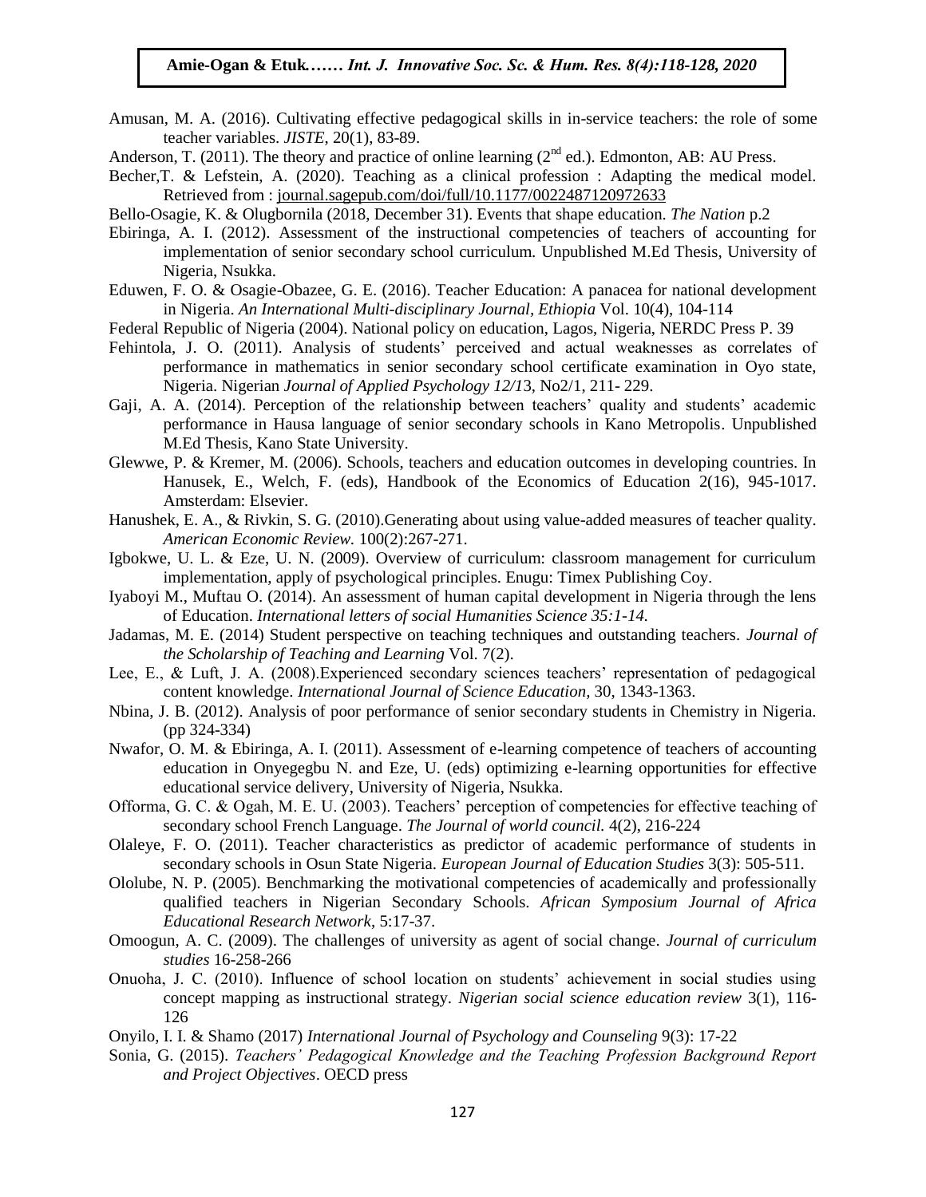Amusan, M. A. (2016). Cultivating effective pedagogical skills in in-service teachers: the role of some teacher variables. *JISTE*, 20(1), 83-89.

Anderson, T. (2011). The theory and practice of online learning (2nd ed.). Edmonton, AB: AU Press.

Becher,T. & Lefstein, A. (2020). Teaching as a clinical profession : Adapting the medical model. Retrieved from : journal.sagepub.com/doi/full/10.1177/0022487120972633

Bello-Osagie, K. & Olugbornila (2018, December 31). Events that shape education. *The Nation* p.2

Ebiringa, A. I. (2012). Assessment of the instructional competencies of teachers of accounting for implementation of senior secondary school curriculum. Unpublished M.Ed Thesis, University of Nigeria, Nsukka.

Eduwen, F. O. & Osagie-Obazee, G. E. (2016). Teacher Education: A panacea for national development in Nigeria. *An International Multi-disciplinary Journal, Ethiopia* Vol. 10(4), 104-114

Federal Republic of Nigeria (2004). National policy on education, Lagos, Nigeria, NERDC Press P. 39

Fehintola, J. O. (2011). Analysis of students' perceived and actual weaknesses as correlates of performance in mathematics in senior secondary school certificate examination in Oyo state, Nigeria. Nigerian *Journal of Applied Psychology 12/1*3, No2/1, 211- 229.

Gaji, A. A. (2014). Perception of the relationship between teachers' quality and students' academic performance in Hausa language of senior secondary schools in Kano Metropolis. Unpublished M.Ed Thesis, Kano State University.

Glewwe, P. & Kremer, M. (2006). Schools, teachers and education outcomes in developing countries. In Hanusek, E., Welch, F. (eds), Handbook of the Economics of Education 2(16), 945-1017. Amsterdam: Elsevier.

Hanushek, E. A., & Rivkin, S. G. (2010).Generating about using value-added measures of teacher quality. *American Economic Review.* 100(2):267-271.

Igbokwe, U. L. & Eze, U. N. (2009). Overview of curriculum: classroom management for curriculum implementation, apply of psychological principles. Enugu: Timex Publishing Coy.

Iyaboyi M., Muftau O. (2014). An assessment of human capital development in Nigeria through the lens of Education. *International letters of social Humanities Science 35:1-14.*

Jadamas, M. E. (2014) Student perspective on teaching techniques and outstanding teachers. *Journal of the Scholarship of Teaching and Learning* Vol. 7(2).

Lee, E., & Luft, J. A. (2008).Experienced secondary sciences teachers' representation of pedagogical content knowledge. *International Journal of Science Education,* 30, 1343-1363.

Nbina, J. B. (2012). Analysis of poor performance of senior secondary students in Chemistry in Nigeria. (pp 324-334)

Nwafor, O. M. & Ebiringa, A. I. (2011). Assessment of e-learning competence of teachers of accounting education in Onyegegbu N. and Eze, U. (eds) optimizing e-learning opportunities for effective educational service delivery, University of Nigeria, Nsukka.

Offorma, G. C. & Ogah, M. E. U. (2003). Teachers' perception of competencies for effective teaching of secondary school French Language. *The Journal of world council.* 4(2), 216-224

Olaleye, F. O. (2011). Teacher characteristics as predictor of academic performance of students in secondary schools in Osun State Nigeria. *European Journal of Education Studies* 3(3): 505-511.

Ololube, N. P. (2005). Benchmarking the motivational competencies of academically and professionally qualified teachers in Nigerian Secondary Schools. *African Symposium Journal of Africa Educational Research Network*, 5:17-37.

Omoogun, A. C. (2009). The challenges of university as agent of social change. *Journal of curriculum studies* 16-258-266

Onuoha, J. C. (2010). Influence of school location on students' achievement in social studies using concept mapping as instructional strategy. *Nigerian social science education review* 3(1), 116-126

Onyilo, I. I. & Shamo (2017) *International Journal of Psychology and Counseling* 9(3): 17-22

Sonia, G. (2015). *Teachers' Pedagogical Knowledge and the Teaching Profession Background Report and Project Objectives*. OECD press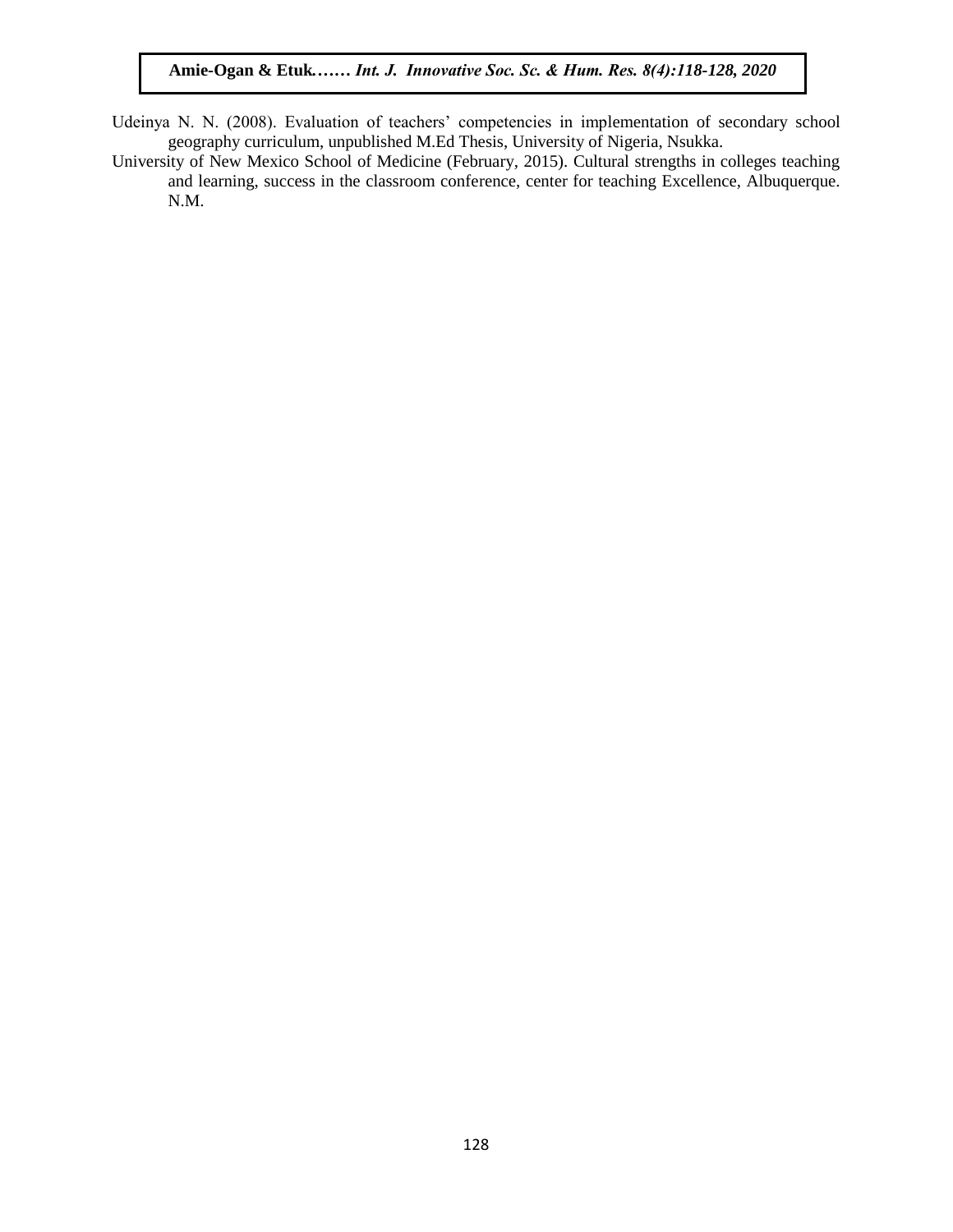Udeinya N. N. (2008). Evaluation of teachers' competencies in implementation of secondary school geography curriculum, unpublished M.Ed Thesis, University of Nigeria, Nsukka.

University of New Mexico School of Medicine (February, 2015). Cultural strengths in colleges teaching and learning, success in the classroom conference, center for teaching Excellence, Albuquerque. N.M.